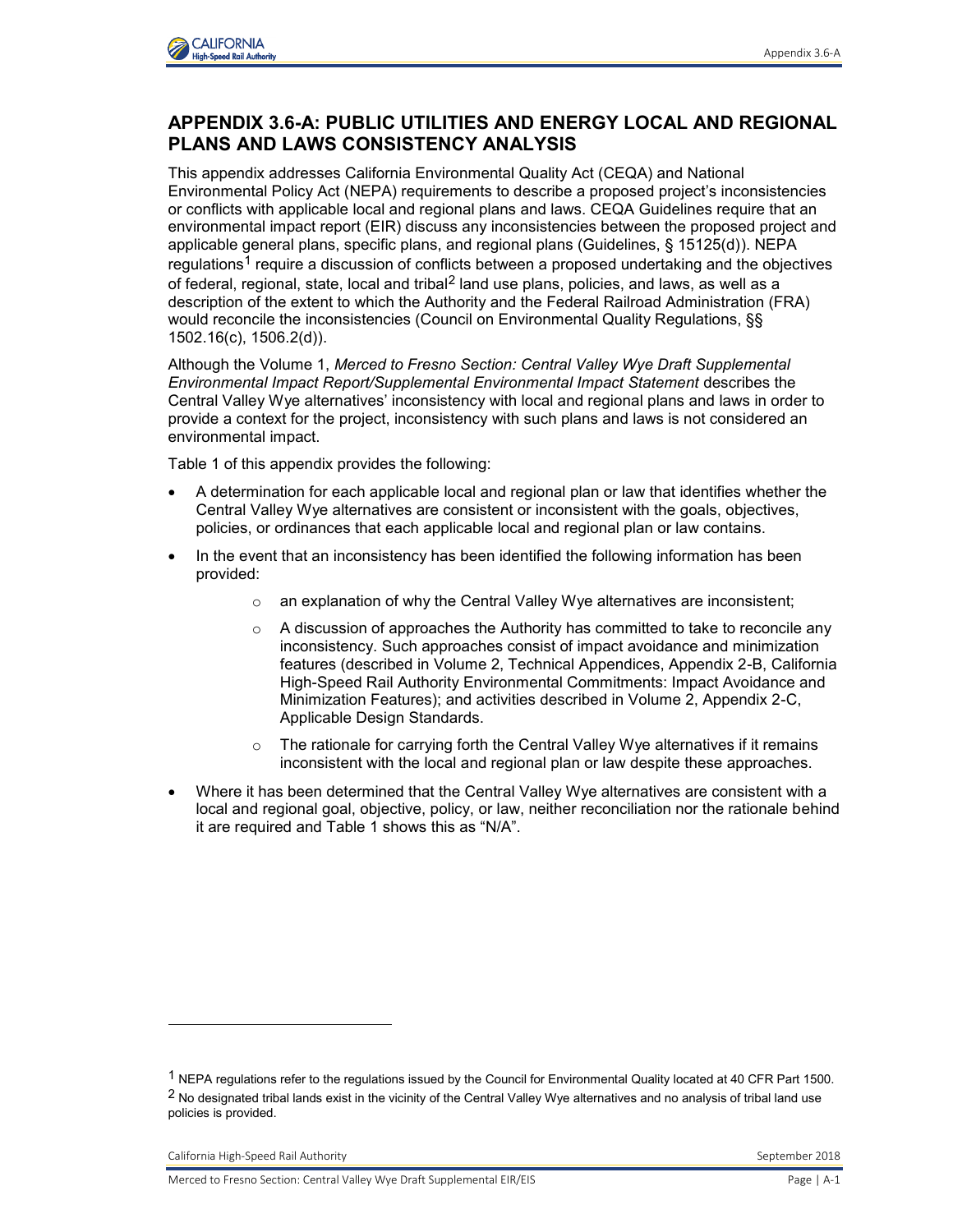# APPENDIX 3.6-A: PUBLIC UTILITIES AND ENERGY LOCAL AND REGIONAL PLANS AND LAWS CONSISTENCY ANALYSIS

This appendix addresses California Environmental Quality Act (CEQA) and National Environmental Policy Act (NEPA) requirements to describe a proposed project's inconsistencies or conflicts with applicable local and regional plans and laws. CEQA Guidelines require that an environmental impact report (EIR) discuss any inconsistencies between the proposed project and applicable general plans, specific plans, and regional plans (Guidelines, § 15125(d)). NEPA regulations[1] require a discussion of conflicts between a proposed undertaking and the objectives of federal, regional, state, local and tribal[2] land use plans, policies, and laws, as well as a description of the extent to which the Authority and the Federal Railroad Administration (FRA) would reconcile the inconsistencies (Council on Environmental Quality Regulations, §§ 1502.16(c), 1506.2(d)).

Although the Volume 1, *Merced to Fresno Section: Central Valley Wye Draft Supplemental Environmental Impact Report/Supplemental Environmental Impact Statement* describes the Central Valley Wye alternatives' inconsistency with local and regional plans and laws in order to provide a context for the project, inconsistency with such plans and laws is not considered an environmental impact.

Table 1 of this appendix provides the following:

- A determination for each applicable local and regional plan or law that identifies whether the Central Valley Wye alternatives are consistent or inconsistent with the goals, objectives, policies, or ordinances that each applicable local and regional plan or law contains.
- In the event that an inconsistency has been identified the following information has been provided:
  - an explanation of why the Central Valley Wye alternatives are inconsistent;
  - A discussion of approaches the Authority has committed to take to reconcile any inconsistency. Such approaches consist of impact avoidance and minimization features (described in Volume 2, Technical Appendices, Appendix 2-B, California High-Speed Rail Authority Environmental Commitments: Impact Avoidance and Minimization Features); and activities described in Volume 2, Appendix 2-C, Applicable Design Standards.
  - The rationale for carrying forth the Central Valley Wye alternatives if it remains inconsistent with the local and regional plan or law despite these approaches.
- Where it has been determined that the Central Valley Wye alternatives are consistent with a local and regional goal, objective, policy, or law, neither reconciliation nor the rationale behind it are required and Table 1 shows this as "N/A".

---

[1] NEPA regulations refer to the regulations issued by the Council for Environmental Quality located at 40 CFR Part 1500.

[2] No designated tribal lands exist in the vicinity of the Central Valley Wye alternatives and no analysis of tribal land use policies is provided.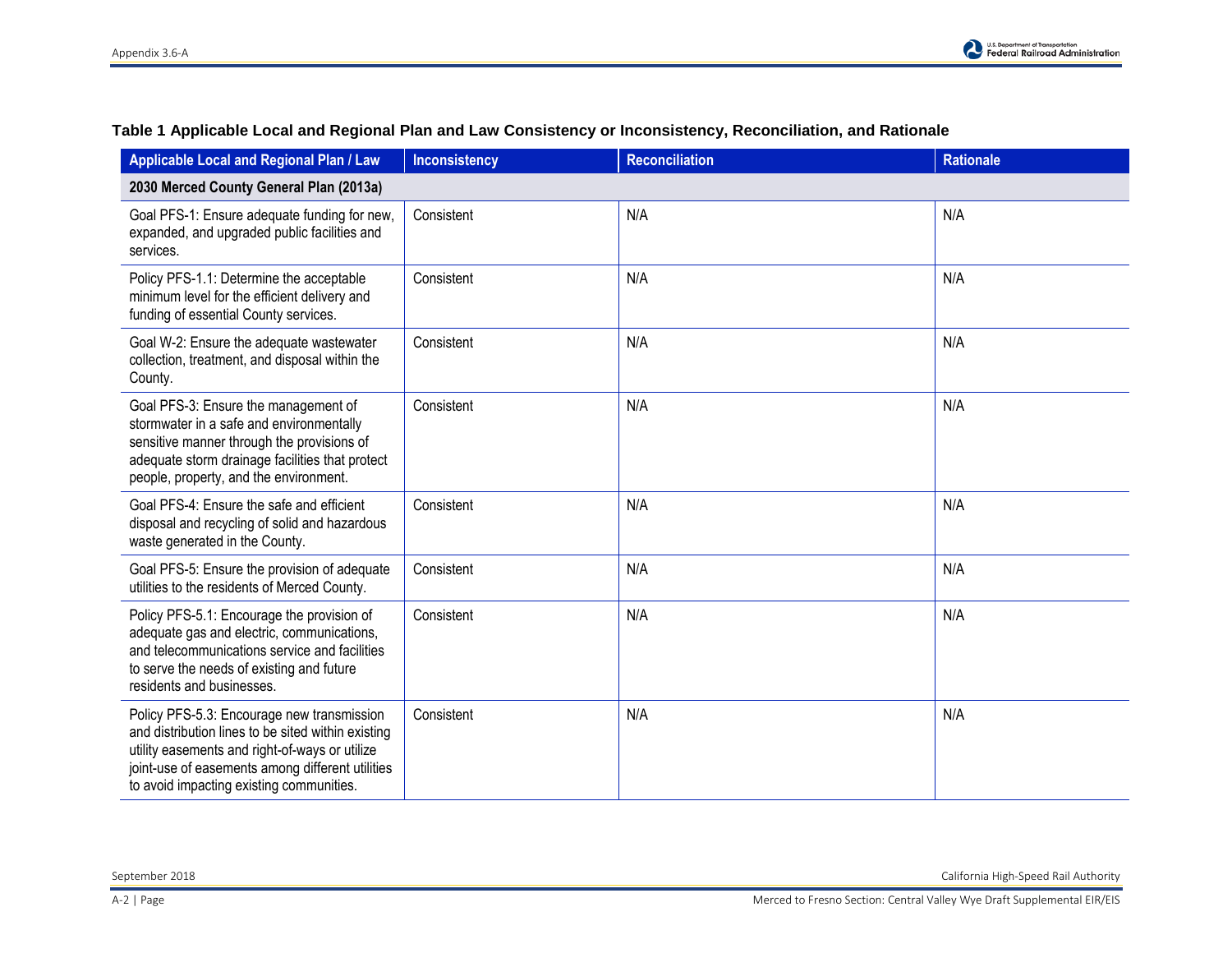**Table 1 Applicable Local and Regional Plan and Law Consistency or Inconsistency, Reconciliation, and Rationale**

| Applicable Local and Regional Plan / Law | Inconsistency | Reconciliation | Rationale |
|---|---|---|---|
| **2030 Merced County General Plan (2013a)** | | | |
| Goal PFS-1: Ensure adequate funding for new, expanded, and upgraded public facilities and services. | Consistent | N/A | N/A |
| Policy PFS-1.1: Determine the acceptable minimum level for the efficient delivery and funding of essential County services. | Consistent | N/A | N/A |
| Goal W-2: Ensure the adequate wastewater collection, treatment, and disposal within the County. | Consistent | N/A | N/A |
| Goal PFS-3: Ensure the management of stormwater in a safe and environmentally sensitive manner through the provisions of adequate storm drainage facilities that protect people, property, and the environment. | Consistent | N/A | N/A |
| Goal PFS-4: Ensure the safe and efficient disposal and recycling of solid and hazardous waste generated in the County. | Consistent | N/A | N/A |
| Goal PFS-5: Ensure the provision of adequate utilities to the residents of Merced County. | Consistent | N/A | N/A |
| Policy PFS-5.1: Encourage the provision of adequate gas and electric, communications, and telecommunications service and facilities to serve the needs of existing and future residents and businesses. | Consistent | N/A | N/A |
| Policy PFS-5.3: Encourage new transmission and distribution lines to be sited within existing utility easements and right-of-ways or utilize joint-use of easements among different utilities to avoid impacting existing communities. | Consistent | N/A | N/A |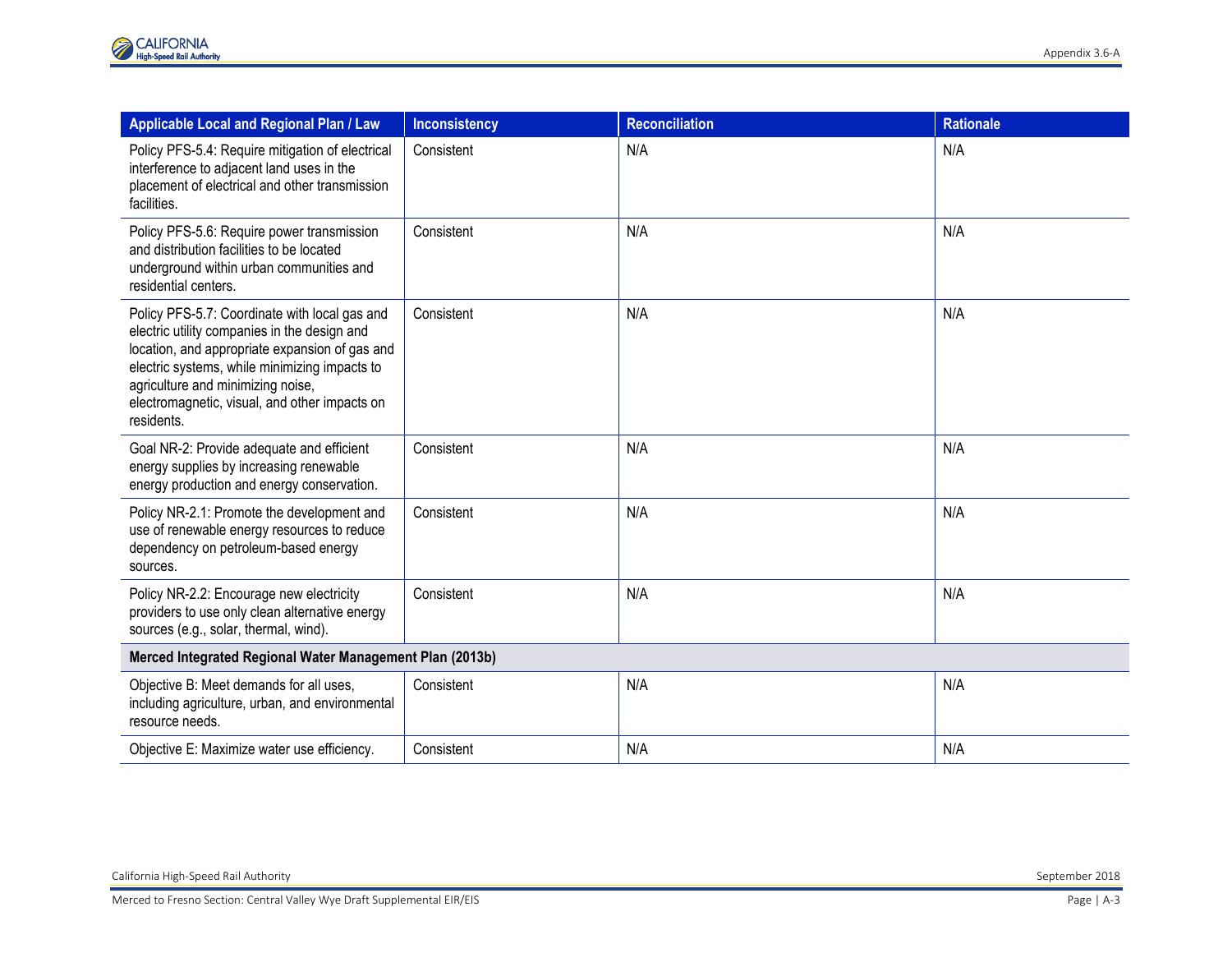| Applicable Local and Regional Plan / Law | Inconsistency | Reconciliation | Rationale |
|---|---|---|---|
| Policy PFS-5.4: Require mitigation of electrical interference to adjacent land uses in the placement of electrical and other transmission facilities. | Consistent | N/A | N/A |
| Policy PFS-5.6: Require power transmission and distribution facilities to be located underground within urban communities and residential centers. | Consistent | N/A | N/A |
| Policy PFS-5.7: Coordinate with local gas and electric utility companies in the design and location, and appropriate expansion of gas and electric systems, while minimizing impacts to agriculture and minimizing noise, electromagnetic, visual, and other impacts on residents. | Consistent | N/A | N/A |
| Goal NR-2: Provide adequate and efficient energy supplies by increasing renewable energy production and energy conservation. | Consistent | N/A | N/A |
| Policy NR-2.1: Promote the development and use of renewable energy resources to reduce dependency on petroleum-based energy sources. | Consistent | N/A | N/A |
| Policy NR-2.2: Encourage new electricity providers to use only clean alternative energy sources (e.g., solar, thermal, wind). | Consistent | N/A | N/A |
| **Merced Integrated Regional Water Management Plan (2013b)** | | | |
| Objective B: Meet demands for all uses, including agriculture, urban, and environmental resource needs. | Consistent | N/A | N/A |
| Objective E: Maximize water use efficiency. | Consistent | N/A | N/A |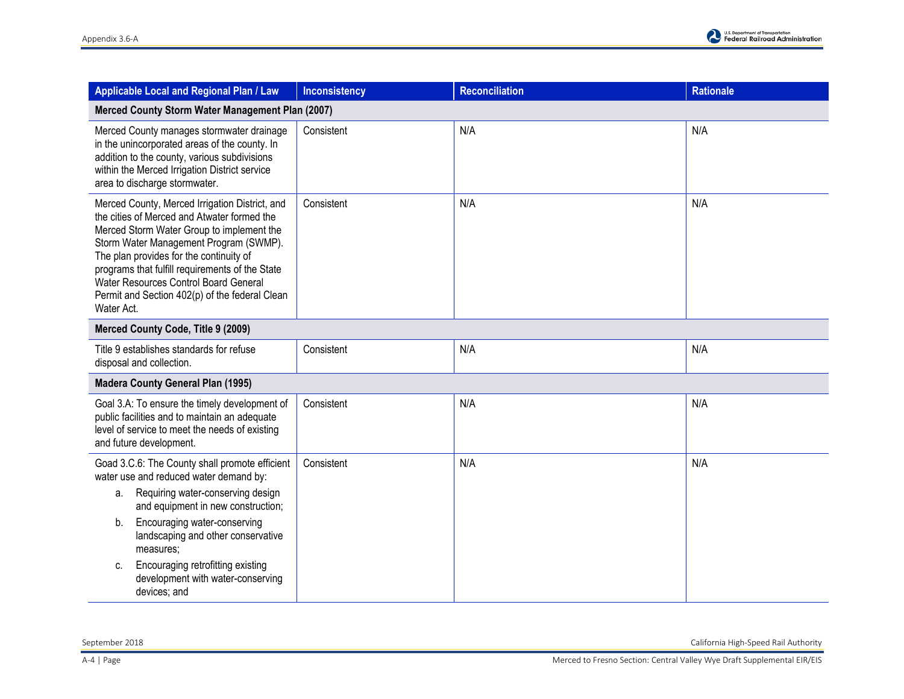| Applicable Local and Regional Plan / Law | Inconsistency | Reconciliation | Rationale |
|---|---|---|---|
| **Merced County Storm Water Management Plan (2007)** | | | |
| Merced County manages stormwater drainage in the unincorporated areas of the county. In addition to the county, various subdivisions within the Merced Irrigation District service area to discharge stormwater. | Consistent | N/A | N/A |
| Merced County, Merced Irrigation District, and the cities of Merced and Atwater formed the Merced Storm Water Group to implement the Storm Water Management Program (SWMP). The plan provides for the continuity of programs that fulfill requirements of the State Water Resources Control Board General Permit and Section 402(p) of the federal Clean Water Act. | Consistent | N/A | N/A |
| **Merced County Code, Title 9 (2009)** | | | |
| Title 9 establishes standards for refuse disposal and collection. | Consistent | N/A | N/A |
| **Madera County General Plan (1995)** | | | |
| Goal 3.A: To ensure the timely development of public facilities and to maintain an adequate level of service to meet the needs of existing and future development. | Consistent | N/A | N/A |
| Goad 3.C.6: The County shall promote efficient water use and reduced water demand by:<br>a. Requiring water-conserving design and equipment in new construction;<br>b. Encouraging water-conserving landscaping and other conservative measures;<br>c. Encouraging retrofitting existing development with water-conserving devices; and | Consistent | N/A | N/A |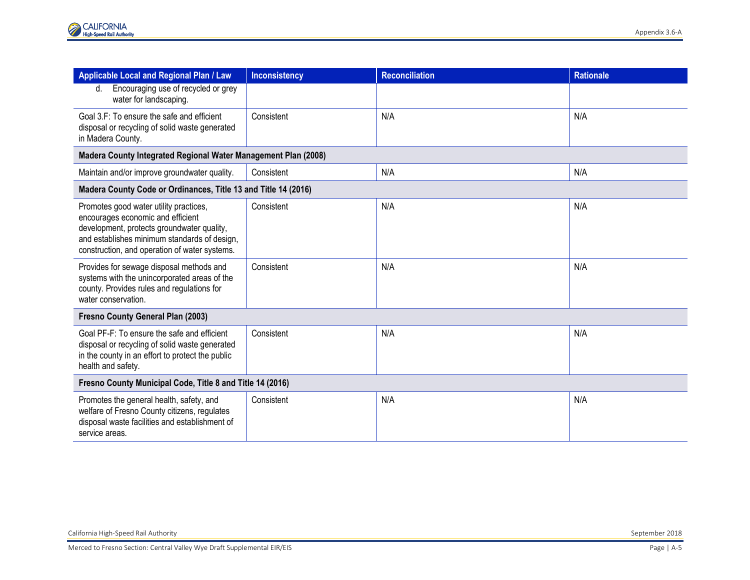| Applicable Local and Regional Plan / Law | Inconsistency | Reconciliation | Rationale |
|---|---|---|---|
| d. Encouraging use of recycled or grey water for landscaping. | | | |
| Goal 3.F: To ensure the safe and efficient disposal or recycling of solid waste generated in Madera County. | Consistent | N/A | N/A |
| **Madera County Integrated Regional Water Management Plan (2008)** | | | |
| Maintain and/or improve groundwater quality. | Consistent | N/A | N/A |
| **Madera County Code or Ordinances, Title 13 and Title 14 (2016)** | | | |
| Promotes good water utility practices, encourages economic and efficient development, protects groundwater quality, and establishes minimum standards of design, construction, and operation of water systems. | Consistent | N/A | N/A |
| Provides for sewage disposal methods and systems with the unincorporated areas of the county. Provides rules and regulations for water conservation. | Consistent | N/A | N/A |
| **Fresno County General Plan (2003)** | | | |
| Goal PF-F: To ensure the safe and efficient disposal or recycling of solid waste generated in the county in an effort to protect the public health and safety. | Consistent | N/A | N/A |
| **Fresno County Municipal Code, Title 8 and Title 14 (2016)** | | | |
| Promotes the general health, safety, and welfare of Fresno County citizens, regulates disposal waste facilities and establishment of service areas. | Consistent | N/A | N/A |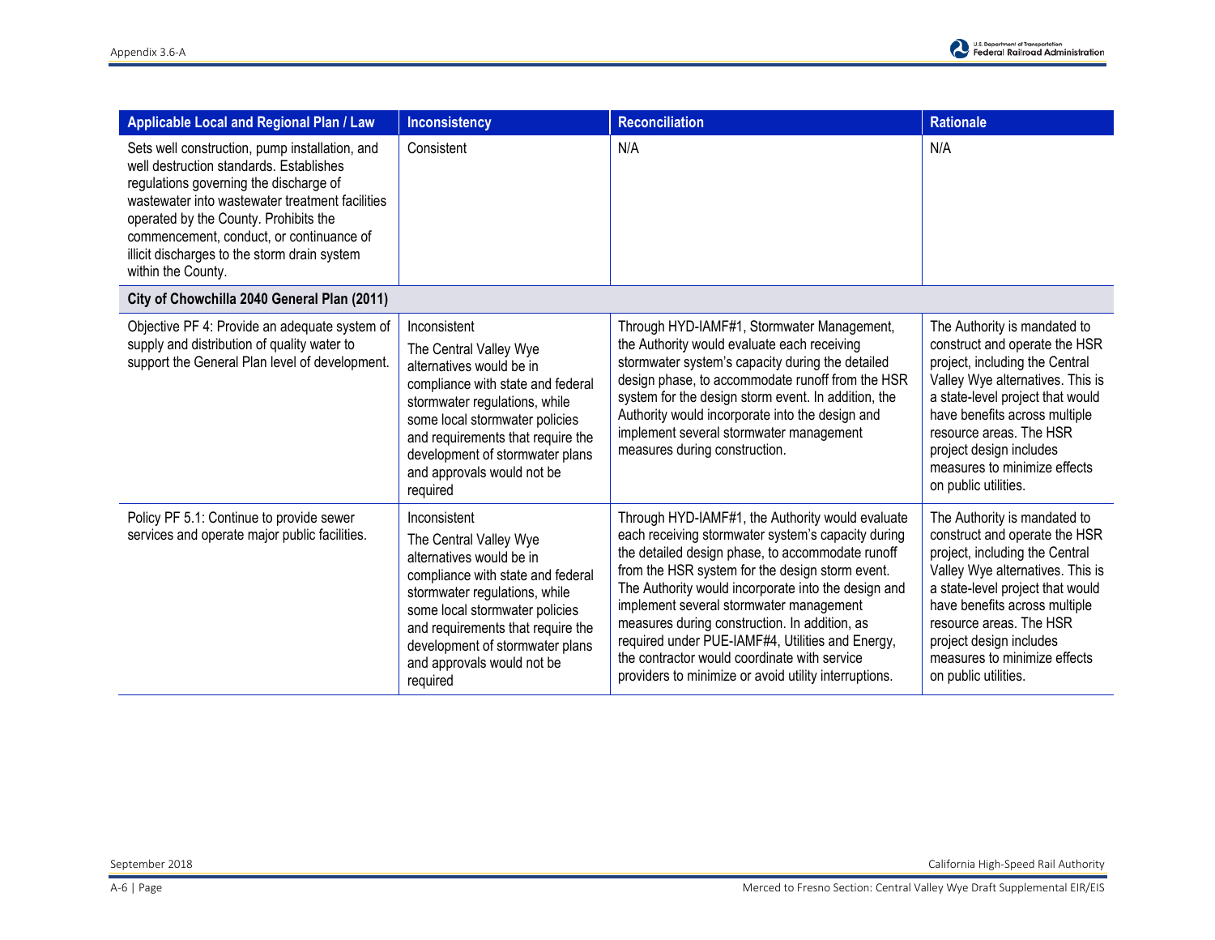| Applicable Local and Regional Plan / Law | Inconsistency | Reconciliation | Rationale |
|---|---|---|---|
| Sets well construction, pump installation, and well destruction standards. Establishes regulations governing the discharge of wastewater into wastewater treatment facilities operated by the County. Prohibits the commencement, conduct, or continuance of illicit discharges to the storm drain system within the County. | Consistent | N/A | N/A |
| **City of Chowchilla 2040 General Plan (2011)** | | | |
| Objective PF 4: Provide an adequate system of supply and distribution of quality water to support the General Plan level of development. | Inconsistent<br>The Central Valley Wye alternatives would be in compliance with state and federal stormwater regulations, while some local stormwater policies and requirements that require the development of stormwater plans and approvals would not be required | Through HYD-IAMF#1, Stormwater Management, the Authority would evaluate each receiving stormwater system's capacity during the detailed design phase, to accommodate runoff from the HSR system for the design storm event. In addition, the Authority would incorporate into the design and implement several stormwater management measures during construction. | The Authority is mandated to construct and operate the HSR project, including the Central Valley Wye alternatives. This is a state-level project that would have benefits across multiple resource areas. The HSR project design includes measures to minimize effects on public utilities. |
| Policy PF 5.1: Continue to provide sewer services and operate major public facilities. | Inconsistent<br>The Central Valley Wye alternatives would be in compliance with state and federal stormwater regulations, while some local stormwater policies and requirements that require the development of stormwater plans and approvals would not be required | Through HYD-IAMF#1, the Authority would evaluate each receiving stormwater system's capacity during the detailed design phase, to accommodate runoff from the HSR system for the design storm event. The Authority would incorporate into the design and implement several stormwater management measures during construction. In addition, as required under PUE-IAMF#4, Utilities and Energy, the contractor would coordinate with service providers to minimize or avoid utility interruptions. | The Authority is mandated to construct and operate the HSR project, including the Central Valley Wye alternatives. This is a state-level project that would have benefits across multiple resource areas. The HSR project design includes measures to minimize effects on public utilities. |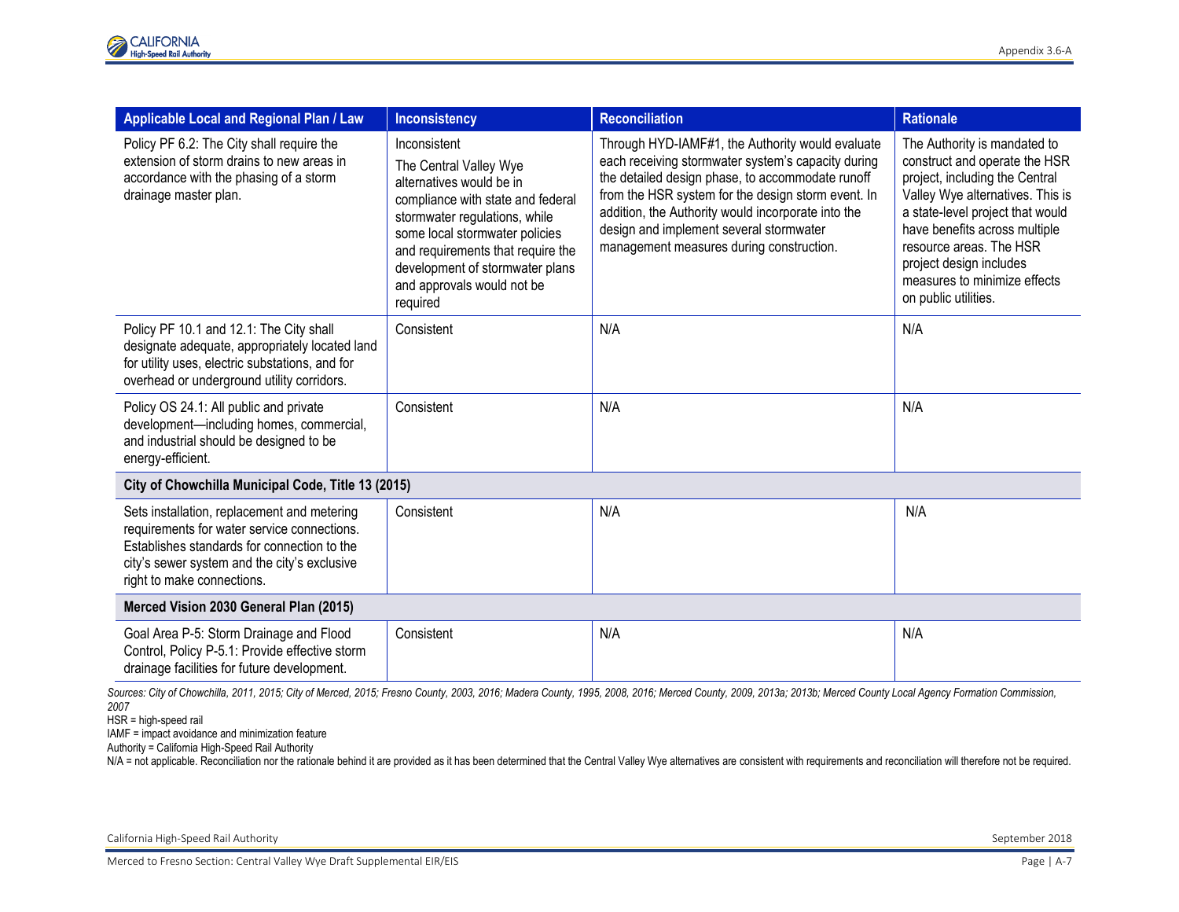| Applicable Local and Regional Plan / Law | Inconsistency | Reconciliation | Rationale |
|---|---|---|---|
| Policy PF 6.2: The City shall require the extension of storm drains to new areas in accordance with the phasing of a storm drainage master plan. | Inconsistent<br>The Central Valley Wye alternatives would be in compliance with state and federal stormwater regulations, while some local stormwater policies and requirements that require the development of stormwater plans and approvals would not be required | Through HYD-IAMF#1, the Authority would evaluate each receiving stormwater system's capacity during the detailed design phase, to accommodate runoff from the HSR system for the design storm event. In addition, the Authority would incorporate into the design and implement several stormwater management measures during construction. | The Authority is mandated to construct and operate the HSR project, including the Central Valley Wye alternatives. This is a state-level project that would have benefits across multiple resource areas. The HSR project design includes measures to minimize effects on public utilities. |
| Policy PF 10.1 and 12.1: The City shall designate adequate, appropriately located land for utility uses, electric substations, and for overhead or underground utility corridors. | Consistent | N/A | N/A |
| Policy OS 24.1: All public and private development—including homes, commercial, and industrial should be designed to be energy-efficient. | Consistent | N/A | N/A |
| **City of Chowchilla Municipal Code, Title 13 (2015)** | | | |
| Sets installation, replacement and metering requirements for water service connections. Establishes standards for connection to the city's sewer system and the city's exclusive right to make connections. | Consistent | N/A | N/A |
| **Merced Vision 2030 General Plan (2015)** | | | |
| Goal Area P-5: Storm Drainage and Flood Control, Policy P-5.1: Provide effective storm drainage facilities for future development. | Consistent | N/A | N/A |

*Sources: City of Chowchilla, 2011, 2015; City of Merced, 2015; Fresno County, 2003, 2016; Madera County, 1995, 2008, 2016; Merced County, 2009, 2013a; 2013b; Merced County Local Agency Formation Commission, 2007*

HSR = high-speed rail

IAMF = impact avoidance and minimization feature

Authority = California High-Speed Rail Authority

N/A = not applicable. Reconciliation nor the rationale behind it are provided as it has been determined that the Central Valley Wye alternatives are consistent with requirements and reconciliation will therefore not be required.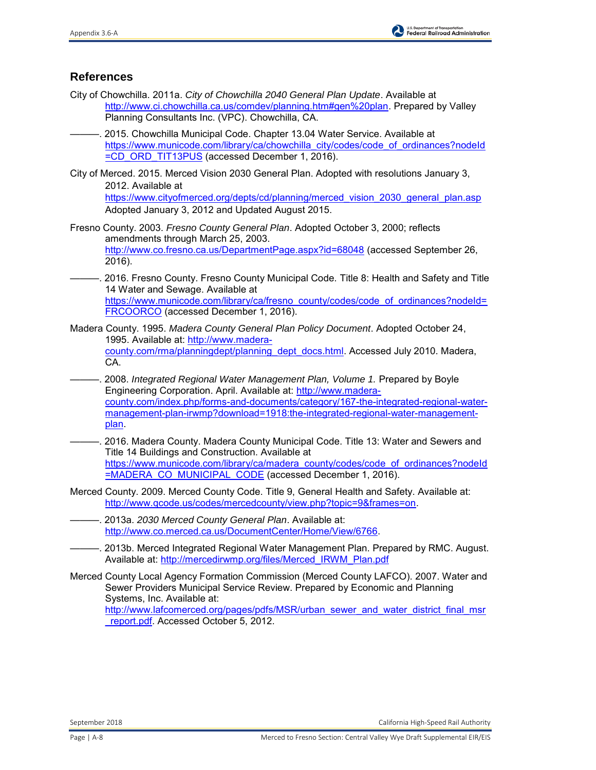## References

City of Chowchilla. 2011a. *City of Chowchilla 2040 General Plan Update*. Available at http://www.ci.chowchilla.ca.us/comdev/planning.htm#gen%20plan. Prepared by Valley Planning Consultants Inc. (VPC). Chowchilla, CA.

———. 2015. Chowchilla Municipal Code. Chapter 13.04 Water Service. Available at https://www.municode.com/library/ca/chowchilla_city/codes/code_of_ordinances?nodeId=CD_ORD_TIT13PUS (accessed December 1, 2016).

City of Merced. 2015. Merced Vision 2030 General Plan. Adopted with resolutions January 3, 2012. Available at https://www.cityofmerced.org/depts/cd/planning/merced_vision_2030_general_plan.asp Adopted January 3, 2012 and Updated August 2015.

Fresno County. 2003. *Fresno County General Plan*. Adopted October 3, 2000; reflects amendments through March 25, 2003. http://www.co.fresno.ca.us/DepartmentPage.aspx?id=68048 (accessed September 26, 2016).

———. 2016. Fresno County. Fresno County Municipal Code. Title 8: Health and Safety and Title 14 Water and Sewage. Available at https://www.municode.com/library/ca/fresno_county/codes/code_of_ordinances?nodeId=FRCOORCO (accessed December 1, 2016).

Madera County. 1995. *Madera County General Plan Policy Document*. Adopted October 24, 1995. Available at: http://www.madera-county.com/rma/planningdept/planning_dept_docs.html. Accessed July 2010. Madera, CA.

———. 2008. *Integrated Regional Water Management Plan, Volume 1.* Prepared by Boyle Engineering Corporation. April. Available at: http://www.madera-county.com/index.php/forms-and-documents/category/167-the-integrated-regional-water-management-plan-irwmp?download=1918:the-integrated-regional-water-management-plan.

———. 2016. Madera County. Madera County Municipal Code. Title 13: Water and Sewers and Title 14 Buildings and Construction. Available at https://www.municode.com/library/ca/madera_county/codes/code_of_ordinances?nodeId=MADERA_CO_MUNICIPAL_CODE (accessed December 1, 2016).

Merced County. 2009. Merced County Code. Title 9, General Health and Safety. Available at: http://www.qcode.us/codes/mercedcounty/view.php?topic=9&frames=on.

———. 2013a. *2030 Merced County General Plan*. Available at: http://www.co.merced.ca.us/DocumentCenter/Home/View/6766.

———. 2013b. Merced Integrated Regional Water Management Plan. Prepared by RMC. August. Available at: http://mercedirwmp.org/files/Merced_IRWM_Plan.pdf

Merced County Local Agency Formation Commission (Merced County LAFCO). 2007. Water and Sewer Providers Municipal Service Review. Prepared by Economic and Planning Systems, Inc. Available at: http://www.lafcomerced.org/pages/pdfs/MSR/urban_sewer_and_water_district_final_msr_report.pdf. Accessed October 5, 2012.